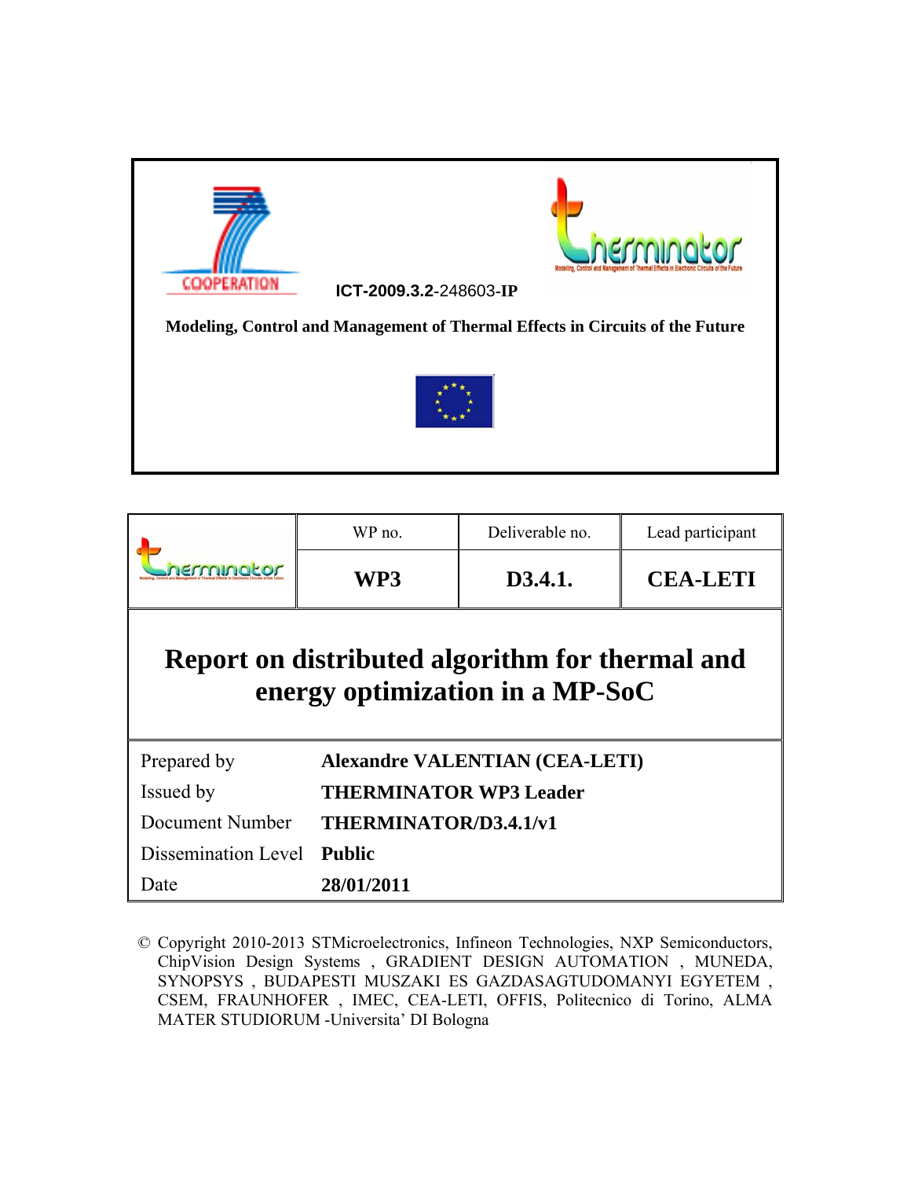COOPERATION

ICT-2009.3.2-248603-IP

**Modeling, Control and Management of Thermal Effects in Circuits of the Future**

| | WP no. | Deliverable no. | Lead participant |
|---|---|---|---|
| | **WP3** | **D3.4.1.** | **CEA-LETI** |

# Report on distributed algorithm for thermal and energy optimization in a MP-SoC

| | |
|---|---|
| Prepared by | **Alexandre VALENTIAN (CEA-LETI)** |
| Issued by | **THERMINATOR WP3 Leader** |
| Document Number | **THERMINATOR/D3.4.1/v1** |
| Dissemination Level | **Public** |
| Date | **28/01/2011** |

© Copyright 2010-2013 STMicroelectronics, Infineon Technologies, NXP Semiconductors, ChipVision Design Systems , GRADIENT DESIGN AUTOMATION , MUNEDA, SYNOPSYS , BUDAPESTI MUSZAKI ES GAZDASAGTUDOMANYI EGYETEM , CSEM, FRAUNHOFER , IMEC, CEA-LETI, OFFIS, Politecnico di Torino, ALMA MATER STUDIORUM -Universita' DI Bologna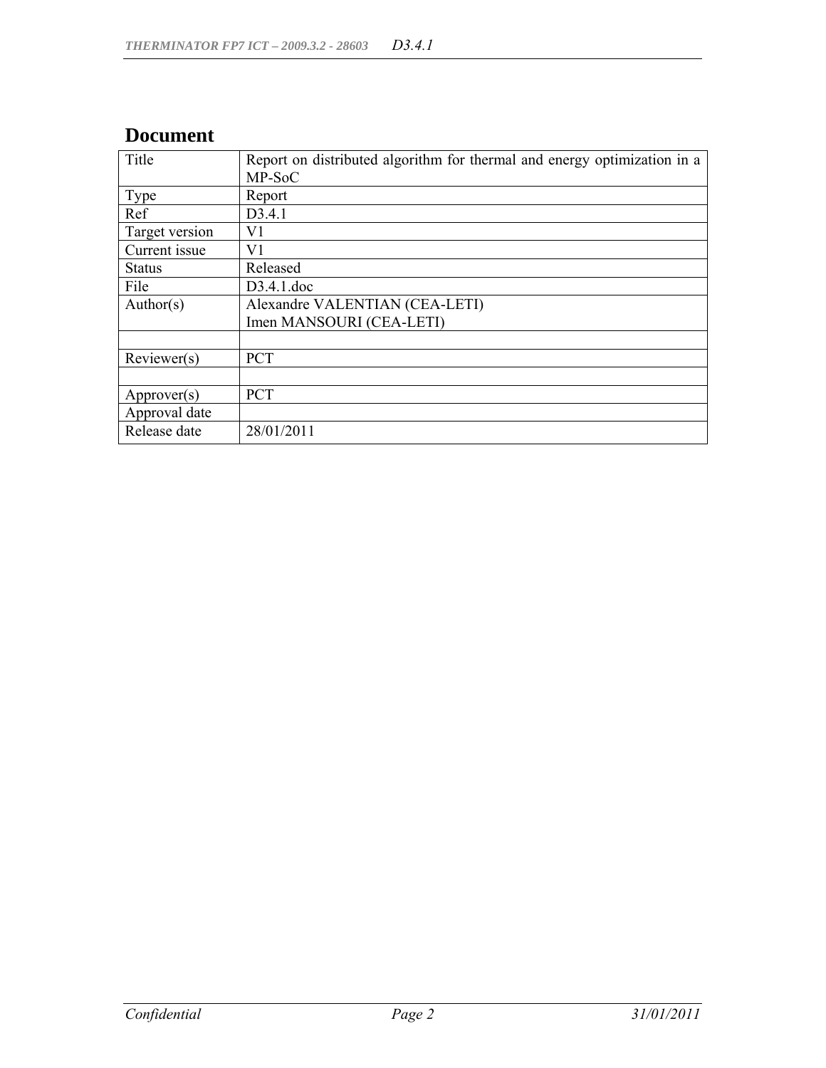# Document

| Title | Report on distributed algorithm for thermal and energy optimization in a MP-SoC |
|---|---|
| Type | Report |
| Ref | D3.4.1 |
| Target version | V1 |
| Current issue | V1 |
| Status | Released |
| File | D3.4.1.doc |
| Author(s) | Alexandre VALENTIAN (CEA-LETI)<br>Imen MANSOURI (CEA-LETI) |
| | |
| Reviewer(s) | PCT |
| | |
| Approver(s) | PCT |
| Approval date | |
| Release date | 28/01/2011 |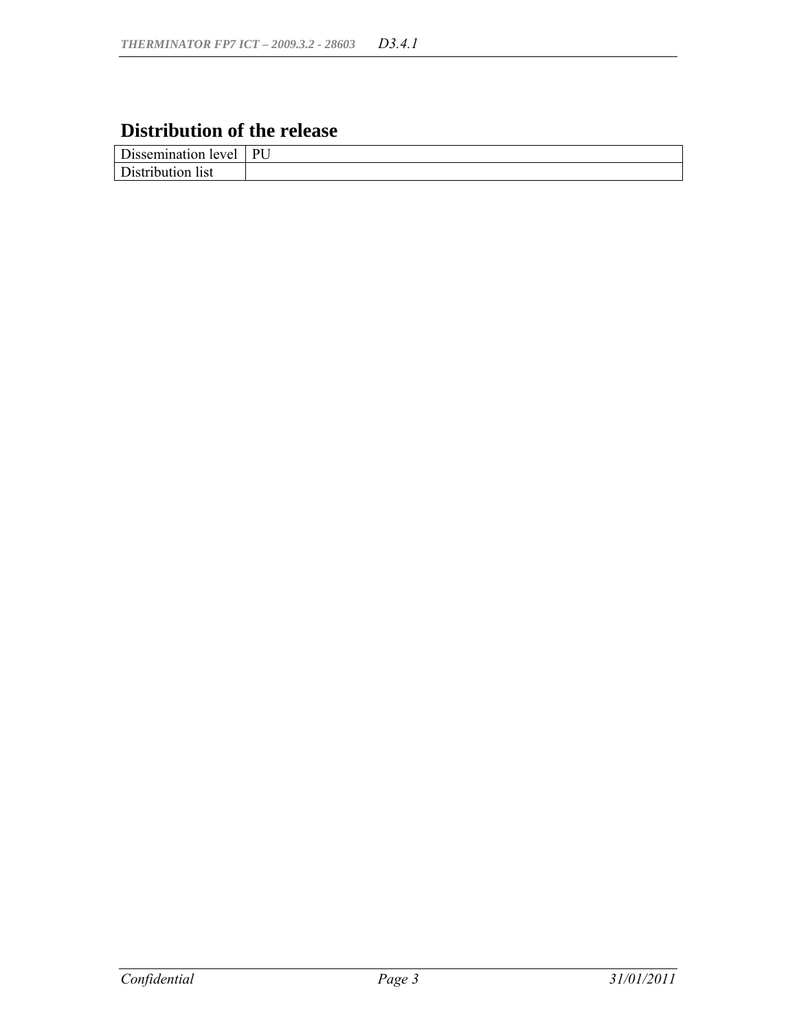# Distribution of the release

| Dissemination level | PU |
|---|---|
| Distribution list | |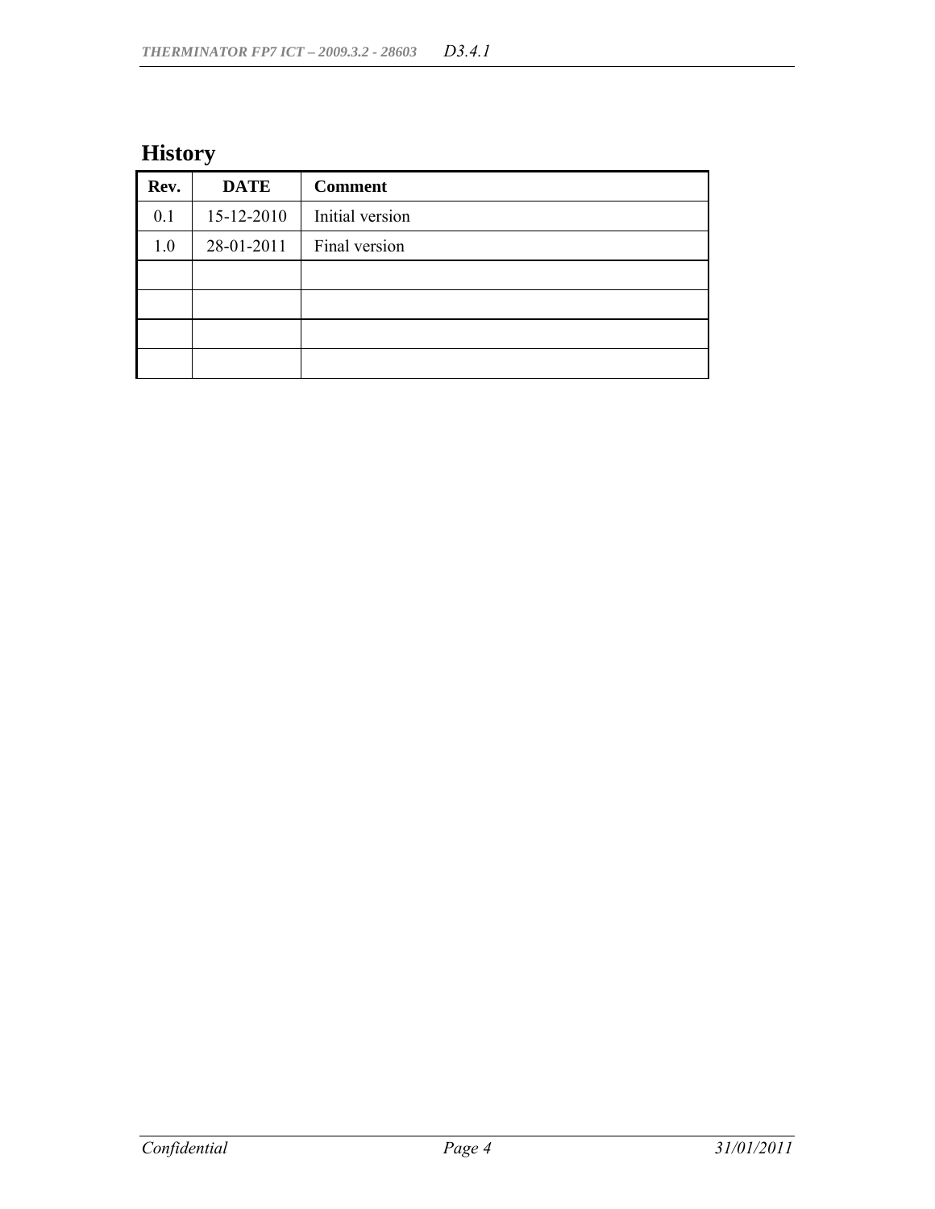# History

| Rev. | DATE | Comment |
|---|---|---|
| 0.1 | 15-12-2010 | Initial version |
| 1.0 | 28-01-2011 | Final version |
| | | |
| | | |
| | | |
| | | |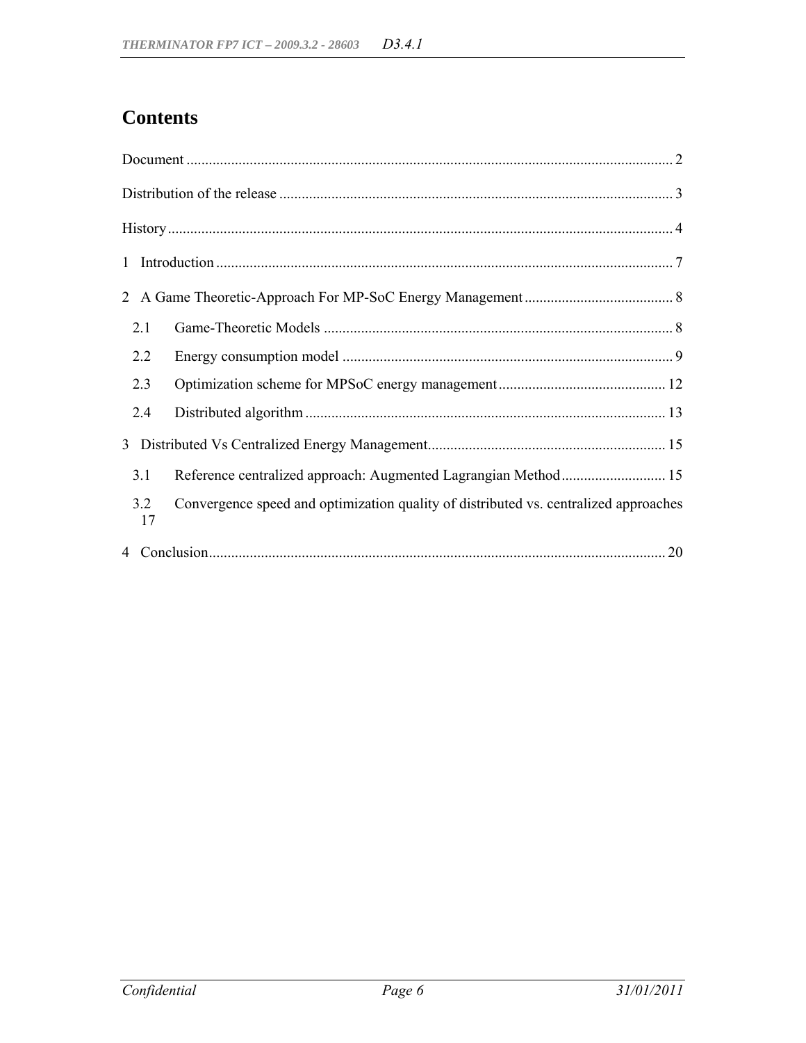# Contents

Document .................................................................................................................................. 2

Distribution of the release ......................................................................................................... 3

History ....................................................................................................................................... 4

1 Introduction ............................................................................................................................ 7

2 A Game Theoretic-Approach For MP-SoC Energy Management ........................................ 8

2.1 Game-Theoretic Models ............................................................................................. 8

2.2 Energy consumption model ........................................................................................ 9

2.3 Optimization scheme for MPSoC energy management ............................................. 12

2.4 Distributed algorithm ................................................................................................. 13

3 Distributed Vs Centralized Energy Management ................................................................ 15

3.1 Reference centralized approach: Augmented Lagrangian Method ............................ 15

3.2 Convergence speed and optimization quality of distributed vs. centralized approaches 17

4 Conclusion ........................................................................................................................... 20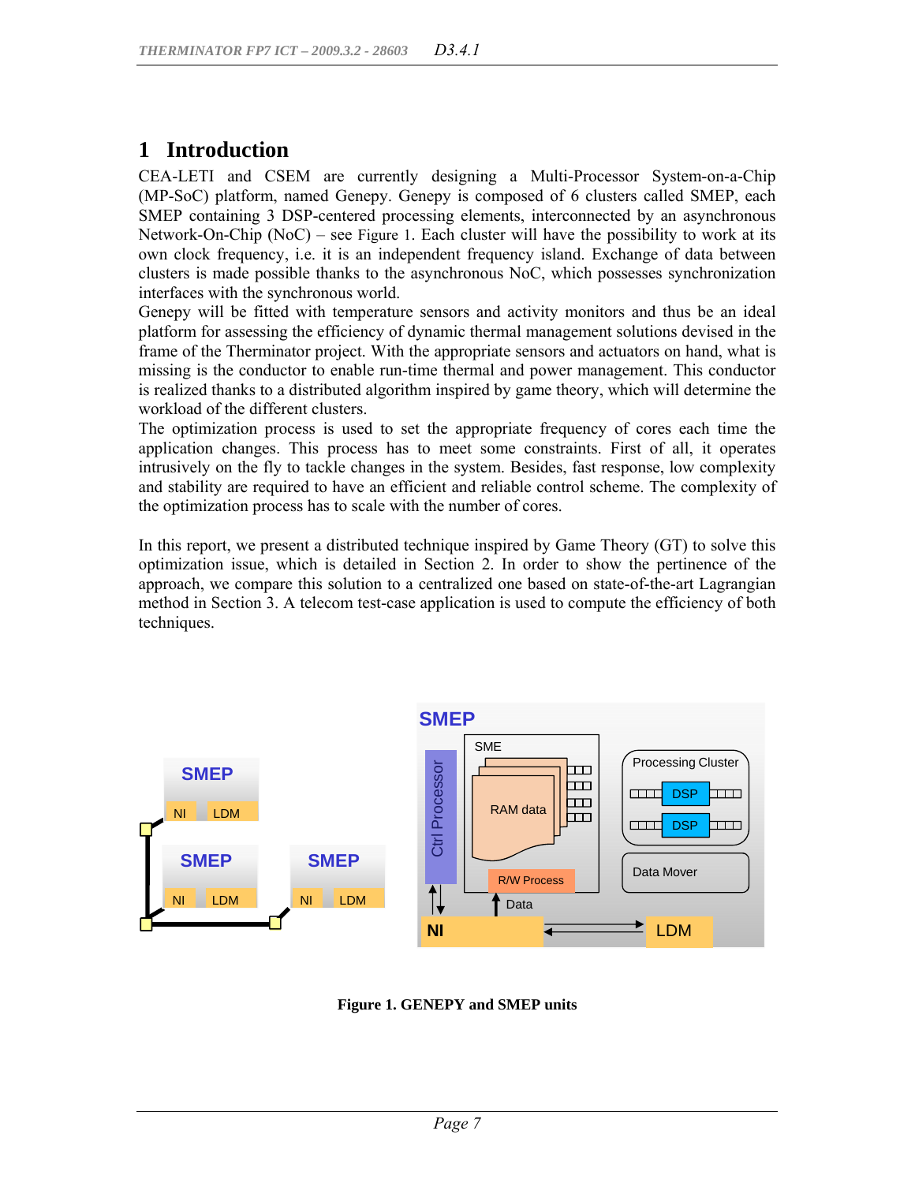# 1 Introduction

CEA-LETI and CSEM are currently designing a Multi-Processor System-on-a-Chip (MP-SoC) platform, named Genepy. Genepy is composed of 6 clusters called SMEP, each SMEP containing 3 DSP-centered processing elements, interconnected by an asynchronous Network-On-Chip (NoC) – see Figure 1. Each cluster will have the possibility to work at its own clock frequency, i.e. it is an independent frequency island. Exchange of data between clusters is made possible thanks to the asynchronous NoC, which possesses synchronization interfaces with the synchronous world.

Genepy will be fitted with temperature sensors and activity monitors and thus be an ideal platform for assessing the efficiency of dynamic thermal management solutions devised in the frame of the Therminator project. With the appropriate sensors and actuators on hand, what is missing is the conductor to enable run-time thermal and power management. This conductor is realized thanks to a distributed algorithm inspired by game theory, which will determine the workload of the different clusters.

The optimization process is used to set the appropriate frequency of cores each time the application changes. This process has to meet some constraints. First of all, it operates intrusively on the fly to tackle changes in the system. Besides, fast response, low complexity and stability are required to have an efficient and reliable control scheme. The complexity of the optimization process has to scale with the number of cores.

In this report, we present a distributed technique inspired by Game Theory (GT) to solve this optimization issue, which is detailed in Section 2. In order to show the pertinence of the approach, we compare this solution to a centralized one based on state-of-the-art Lagrangian method in Section 3. A telecom test-case application is used to compute the efficiency of both techniques.

**Figure 1. GENEPY and SMEP units**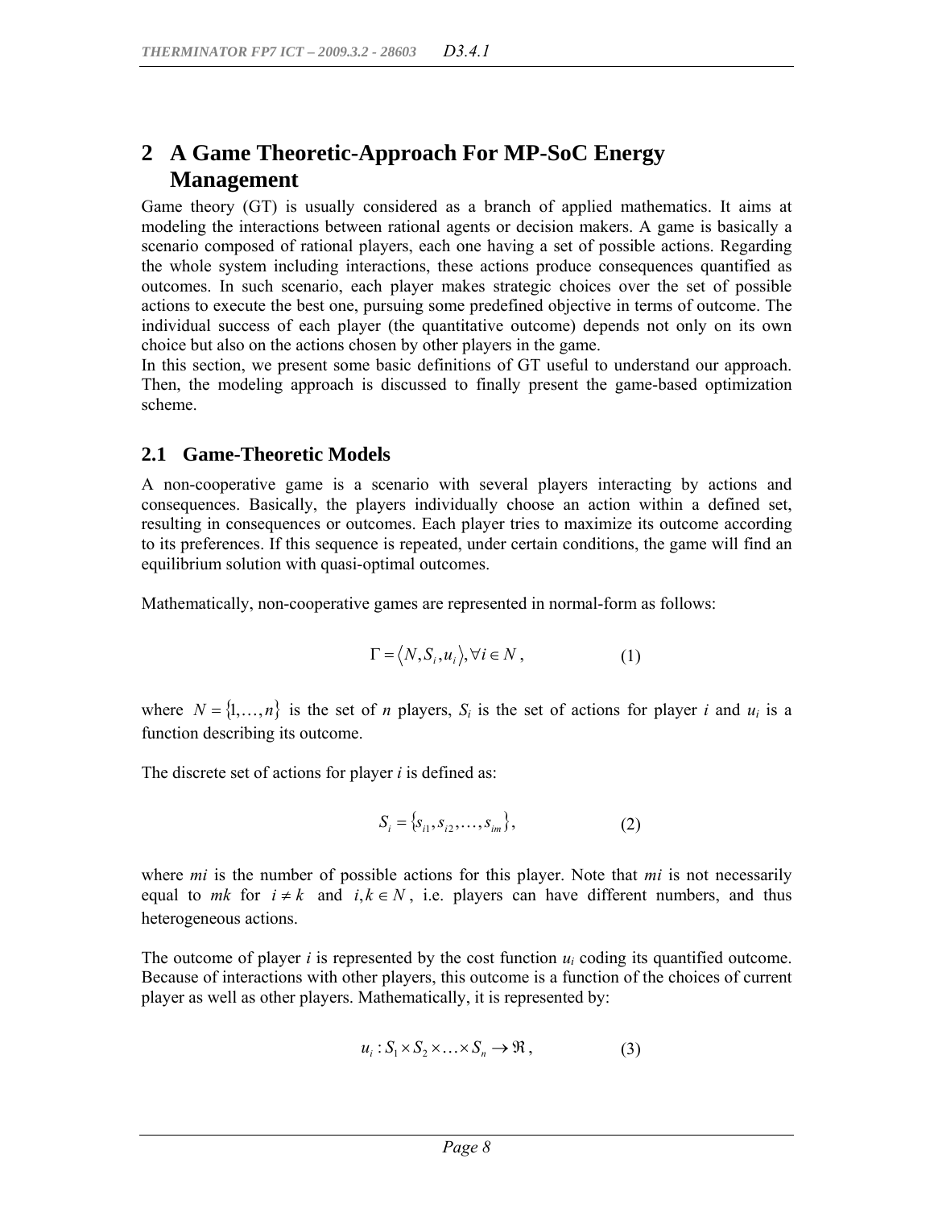## 2 A Game Theoretic-Approach For MP-SoC Energy Management

Game theory (GT) is usually considered as a branch of applied mathematics. It aims at modeling the interactions between rational agents or decision makers. A game is basically a scenario composed of rational players, each one having a set of possible actions. Regarding the whole system including interactions, these actions produce consequences quantified as outcomes. In such scenario, each player makes strategic choices over the set of possible actions to execute the best one, pursuing some predefined objective in terms of outcome. The individual success of each player (the quantitative outcome) depends not only on its own choice but also on the actions chosen by other players in the game.

In this section, we present some basic definitions of GT useful to understand our approach. Then, the modeling approach is discussed to finally present the game-based optimization scheme.

### 2.1 Game-Theoretic Models

A non-cooperative game is a scenario with several players interacting by actions and consequences. Basically, the players individually choose an action within a defined set, resulting in consequences or outcomes. Each player tries to maximize its outcome according to its preferences. If this sequence is repeated, under certain conditions, the game will find an equilibrium solution with quasi-optimal outcomes.

Mathematically, non-cooperative games are represented in normal-form as follows:

$$\Gamma = \langle N, S_i, u_i \rangle, \forall i \in N \, , \qquad (1)$$

where $N = \{1, \ldots, n\}$ is the set of *n* players, $S_i$ is the set of actions for player *i* and $u_i$ is a function describing its outcome.

The discrete set of actions for player *i* is defined as:

$$S_i = \{s_{i1}, s_{i2}, \ldots, s_{im}\}, \qquad (2)$$

where *mi* is the number of possible actions for this player. Note that *mi* is not necessarily equal to *mk* for $i \neq k$ and $i, k \in N$, i.e. players can have different numbers, and thus heterogeneous actions.

The outcome of player *i* is represented by the cost function $u_i$ coding its quantified outcome. Because of interactions with other players, this outcome is a function of the choices of current player as well as other players. Mathematically, it is represented by:

$$u_i : S_1 \times S_2 \times \ldots \times S_n \rightarrow \Re \, , \qquad (3)$$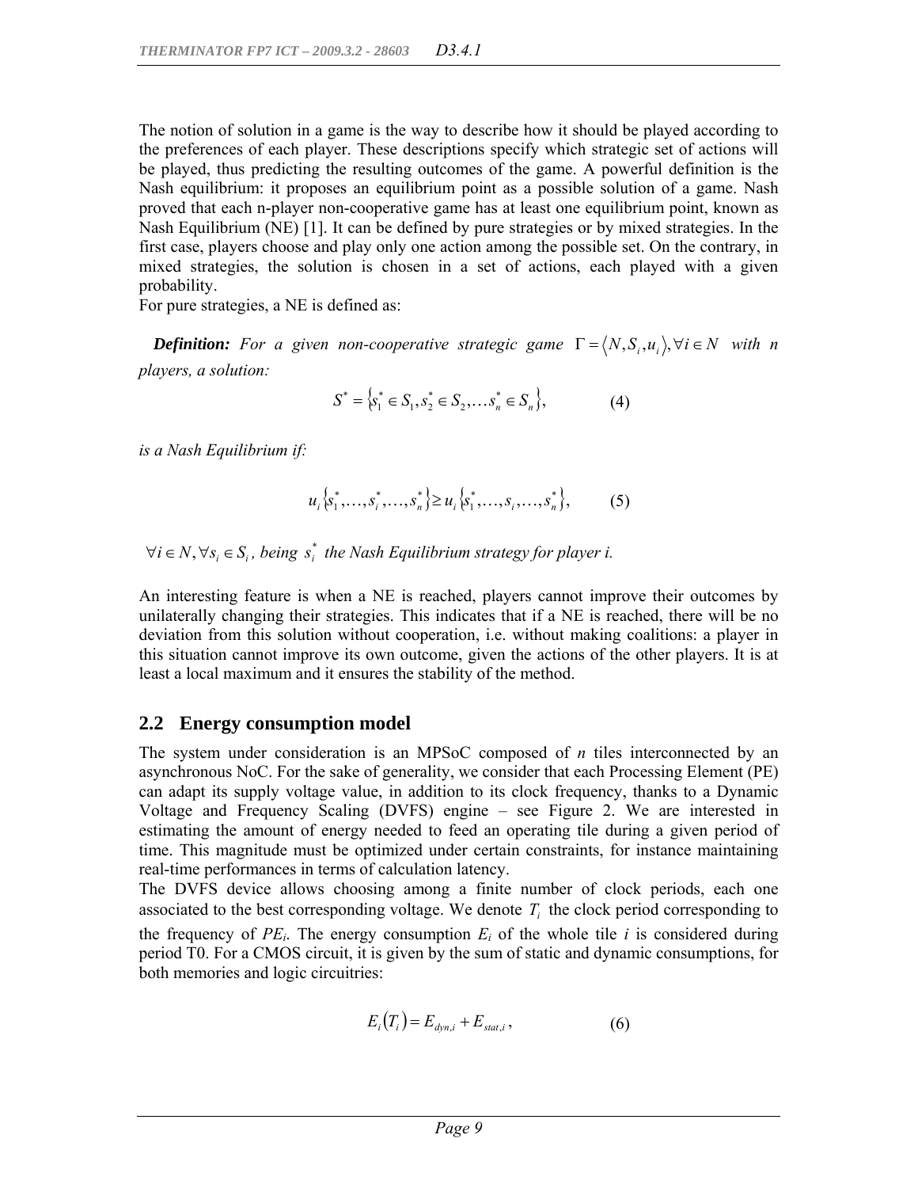The notion of solution in a game is the way to describe how it should be played according to the preferences of each player. These descriptions specify which strategic set of actions will be played, thus predicting the resulting outcomes of the game. A powerful definition is the Nash equilibrium: it proposes an equilibrium point as a possible solution of a game. Nash proved that each n-player non-cooperative game has at least one equilibrium point, known as Nash Equilibrium (NE) [1]. It can be defined by pure strategies or by mixed strategies. In the first case, players choose and play only one action among the possible set. On the contrary, in mixed strategies, the solution is chosen in a set of actions, each played with a given probability.
For pure strategies, a NE is defined as:

***Definition:*** *For a given non-cooperative strategic game* $\Gamma = \langle N, S_i, u_i \rangle, \forall i \in N$ *with n players, a solution:*

$$S^* = \{s_1^* \in S_1, s_2^* \in S_2, \ldots s_n^* \in S_n\}, \tag{4}$$

*is a Nash Equilibrium if:*

$$u_i\{s_1^*, \ldots, s_i^*, \ldots, s_n^*\} \geq u_i\{s_1^*, \ldots, s_i, \ldots, s_n^*\}, \tag{5}$$

$\forall i \in N, \forall s_i \in S_i$*, being* $s_i^*$ *the Nash Equilibrium strategy for player i.*

An interesting feature is when a NE is reached, players cannot improve their outcomes by unilaterally changing their strategies. This indicates that if a NE is reached, there will be no deviation from this solution without cooperation, i.e. without making coalitions: a player in this situation cannot improve its own outcome, given the actions of the other players. It is at least a local maximum and it ensures the stability of the method.

## 2.2 Energy consumption model

The system under consideration is an MPSoC composed of *n* tiles interconnected by an asynchronous NoC. For the sake of generality, we consider that each Processing Element (PE) can adapt its supply voltage value, in addition to its clock frequency, thanks to a Dynamic Voltage and Frequency Scaling (DVFS) engine – see Figure 2. We are interested in estimating the amount of energy needed to feed an operating tile during a given period of time. This magnitude must be optimized under certain constraints, for instance maintaining real-time performances in terms of calculation latency.
The DVFS device allows choosing among a finite number of clock periods, each one associated to the best corresponding voltage. We denote $T_i$ the clock period corresponding to the frequency of $PE_i$. The energy consumption $E_i$ of the whole tile *i* is considered during period T0. For a CMOS circuit, it is given by the sum of static and dynamic consumptions, for both memories and logic circuitries:

$$E_i(T_i) = E_{dyn,i} + E_{stat,i}, \tag{6}$$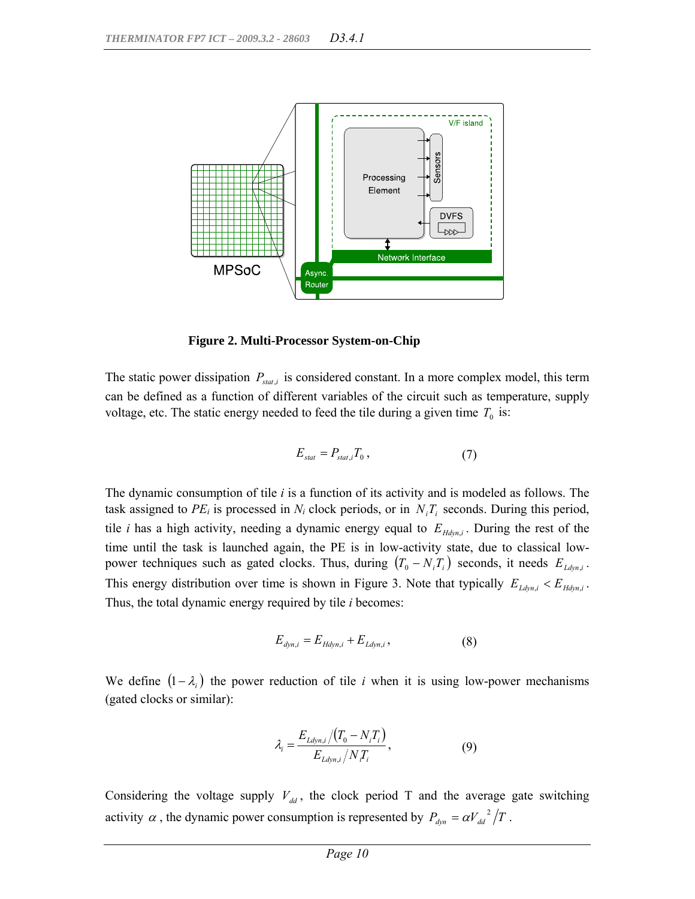**Figure 2. Multi-Processor System-on-Chip**

The static power dissipation $P_{stat,i}$ is considered constant. In a more complex model, this term can be defined as a function of different variables of the circuit such as temperature, supply voltage, etc. The static energy needed to feed the tile during a given time $T_0$ is:

$$E_{stat} = P_{stat,i} T_0 \,, \qquad (7)$$

The dynamic consumption of tile *i* is a function of its activity and is modeled as follows. The task assigned to $PE_i$ is processed in $N_i$ clock periods, or in $N_i T_i$ seconds. During this period, tile *i* has a high activity, needing a dynamic energy equal to $E_{Hdyn,i}$. During the rest of the time until the task is launched again, the PE is in low-activity state, due to classical low-power techniques such as gated clocks. Thus, during $(T_0 - N_i T_i)$ seconds, it needs $E_{Ldyn,i}$. This energy distribution over time is shown in Figure 3. Note that typically $E_{Ldyn,i} < E_{Hdyn,i}$. Thus, the total dynamic energy required by tile *i* becomes:

$$E_{dyn,i} = E_{Hdyn,i} + E_{Ldyn,i} \,, \qquad (8)$$

We define $(1-\lambda_i)$ the power reduction of tile *i* when it is using low-power mechanisms (gated clocks or similar):

$$\lambda_i = \frac{E_{Ldyn,i} / (T_0 - N_i T_i)}{E_{Ldyn,i} / N_i T_i} \,, \qquad (9)$$

Considering the voltage supply $V_{dd}$, the clock period T and the average gate switching activity $\alpha$, the dynamic power consumption is represented by $P_{dyn} = \alpha V_{dd}^{\,2} / T$.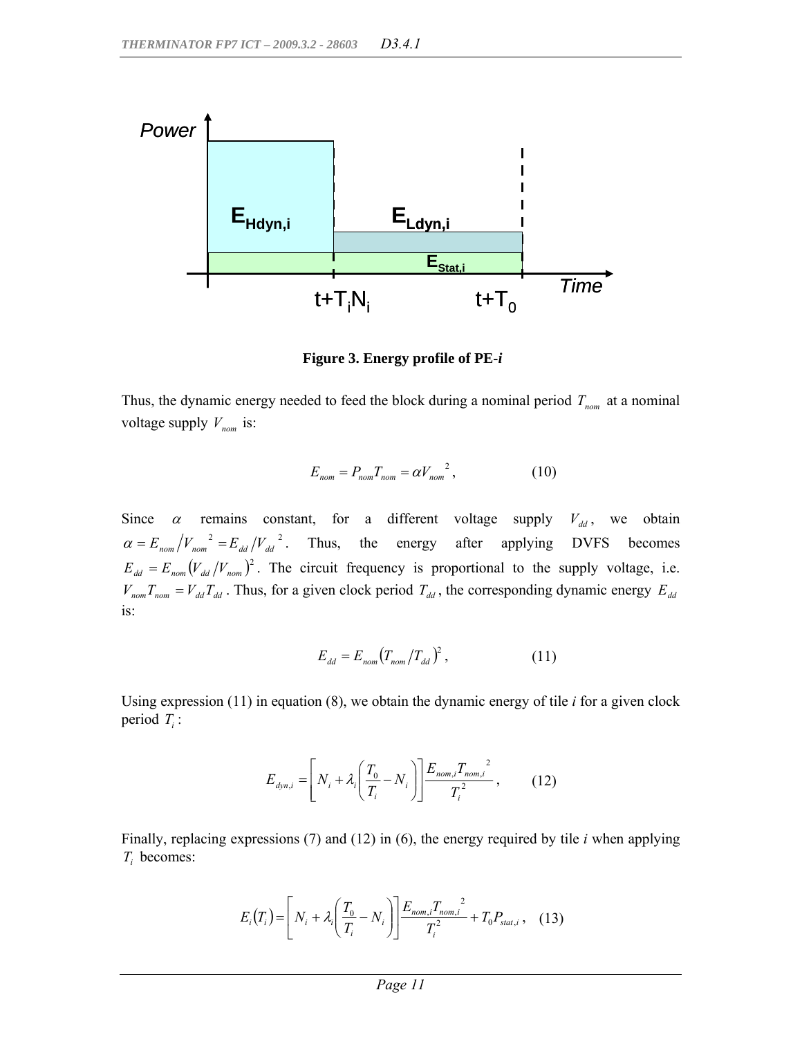**Figure 3. Energy profile of PE-*i***

Thus, the dynamic energy needed to feed the block during a nominal period $T_{nom}$ at a nominal voltage supply $V_{nom}$ is:

$$E_{nom} = P_{nom}T_{nom} = \alpha V_{nom}^{\ 2}, \qquad (10)$$

Since $\alpha$ remains constant, for a different voltage supply $V_{dd}$, we obtain $\alpha = E_{nom} / V_{nom}^{\ 2} = E_{dd} / V_{dd}^{\ 2}$. Thus, the energy after applying DVFS becomes $E_{dd} = E_{nom} \left( V_{dd} / V_{nom} \right)^2$. The circuit frequency is proportional to the supply voltage, i.e. $V_{nom}T_{nom} = V_{dd}T_{dd}$. Thus, for a given clock period $T_{dd}$, the corresponding dynamic energy $E_{dd}$ is:

$$E_{dd} = E_{nom} \left( T_{nom} / T_{dd} \right)^2, \qquad (11)$$

Using expression (11) in equation (8), we obtain the dynamic energy of tile *i* for a given clock period $T_i$:

$$E_{dyn,i} = \left[ N_i + \lambda_i \left( \frac{T_0}{T_i} - N_i \right) \right] \frac{E_{nom,i} T_{nom,i}^{\ 2}}{T_i^2}, \qquad (12)$$

Finally, replacing expressions (7) and (12) in (6), the energy required by tile *i* when applying $T_i$ becomes:

$$E_i(T_i) = \left[ N_i + \lambda_i \left( \frac{T_0}{T_i} - N_i \right) \right] \frac{E_{nom,i} T_{nom,i}^{\ 2}}{T_i^2} + T_0 P_{stat,i}, \qquad (13)$$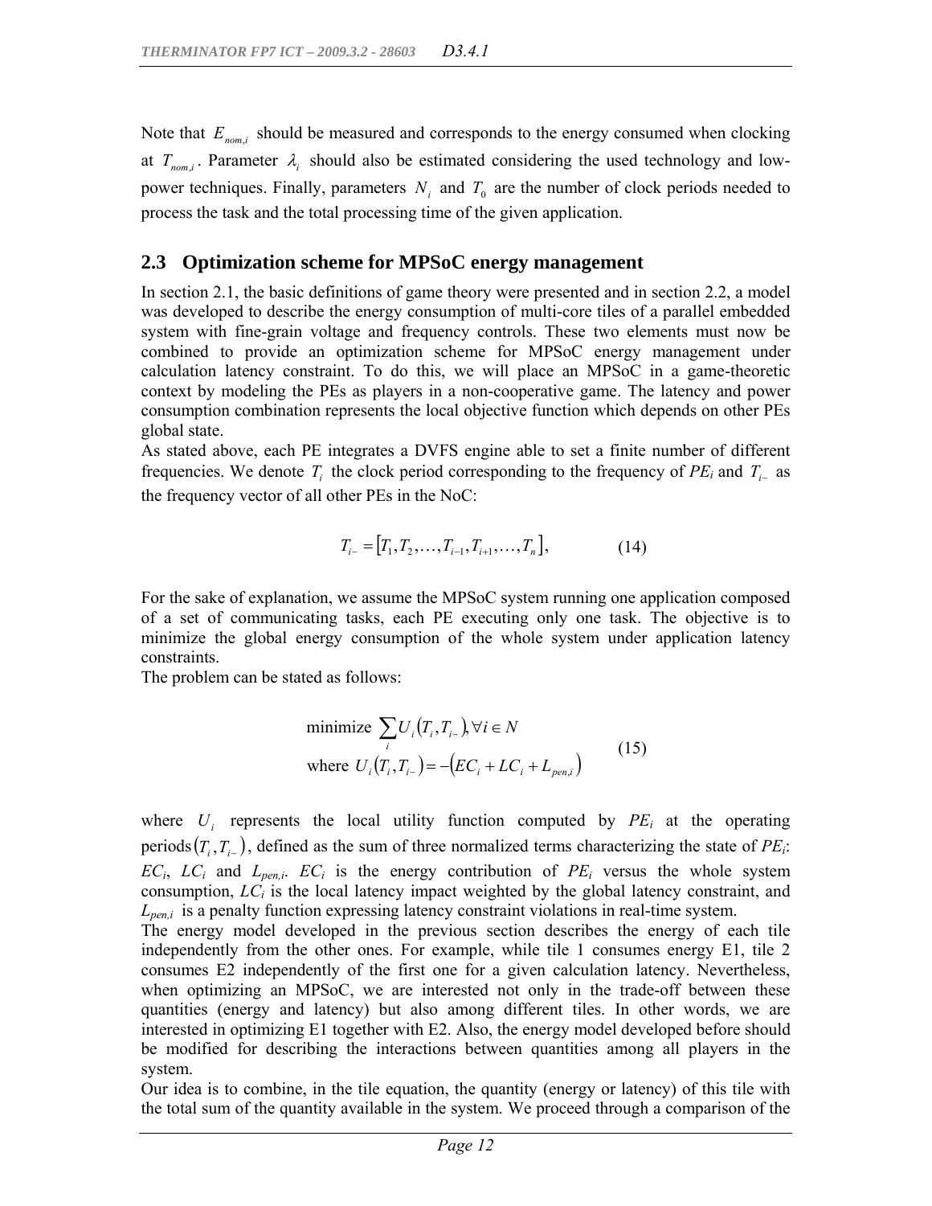Note that $E_{nom,i}$ should be measured and corresponds to the energy consumed when clocking at $T_{nom,i}$. Parameter $\lambda_i$ should also be estimated considering the used technology and low-power techniques. Finally, parameters $N_i$ and $T_0$ are the number of clock periods needed to process the task and the total processing time of the given application.

## 2.3 Optimization scheme for MPSoC energy management

In section 2.1, the basic definitions of game theory were presented and in section 2.2, a model was developed to describe the energy consumption of multi-core tiles of a parallel embedded system with fine-grain voltage and frequency controls. These two elements must now be combined to provide an optimization scheme for MPSoC energy management under calculation latency constraint. To do this, we will place an MPSoC in a game-theoretic context by modeling the PEs as players in a non-cooperative game. The latency and power consumption combination represents the local objective function which depends on other PEs global state.

As stated above, each PE integrates a DVFS engine able to set a finite number of different frequencies. We denote $T_i$ the clock period corresponding to the frequency of *PE$_i$* and $T_{i-}$ as the frequency vector of all other PEs in the NoC:

$$T_{i-} = [T_1, T_2, \ldots, T_{i-1}, T_{i+1}, \ldots, T_n], \qquad (14)$$

For the sake of explanation, we assume the MPSoC system running one application composed of a set of communicating tasks, each PE executing only one task. The objective is to minimize the global energy consumption of the whole system under application latency constraints.

The problem can be stated as follows:

$$\begin{aligned} &\text{minimize } \sum_i U_i(T_i, T_{i-}), \forall i \in N \\ &\text{where } U_i(T_i, T_{i-}) = -(EC_i + LC_i + L_{pen,i}) \end{aligned} \qquad (15)$$

where $U_i$ represents the local utility function computed by *PE$_i$* at the operating periods$(T_i, T_{i-})$, defined as the sum of three normalized terms characterizing the state of *PE$_i$*: $EC_i$, $LC_i$ and $L_{pen,i}$. $EC_i$ is the energy contribution of *PE$_i$* versus the whole system consumption, $LC_i$ is the local latency impact weighted by the global latency constraint, and $L_{pen,i}$ is a penalty function expressing latency constraint violations in real-time system.

The energy model developed in the previous section describes the energy of each tile independently from the other ones. For example, while tile 1 consumes energy E1, tile 2 consumes E2 independently of the first one for a given calculation latency. Nevertheless, when optimizing an MPSoC, we are interested not only in the trade-off between these quantities (energy and latency) but also among different tiles. In other words, we are interested in optimizing E1 together with E2. Also, the energy model developed before should be modified for describing the interactions between quantities among all players in the system.

Our idea is to combine, in the tile equation, the quantity (energy or latency) of this tile with the total sum of the quantity available in the system. We proceed through a comparison of the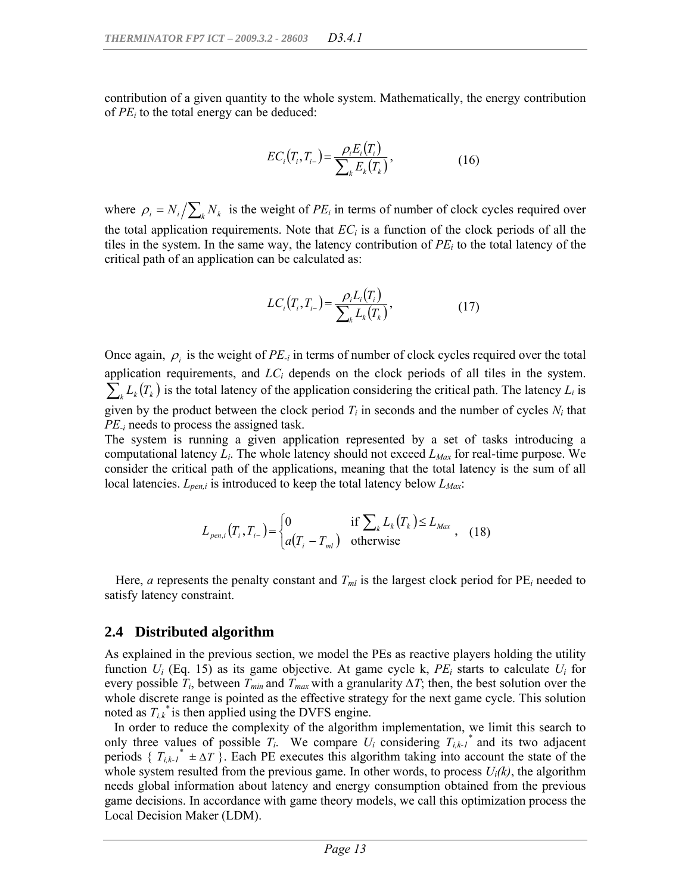contribution of a given quantity to the whole system. Mathematically, the energy contribution of $PE_i$ to the total energy can be deduced:

$$EC_i(T_i, T_{i-}) = \frac{\rho_i E_i(T_i)}{\sum_k E_k(T_k)}, \tag{16}$$

where $\rho_i = N_i / \sum_k N_k$ is the weight of $PE_i$ in terms of number of clock cycles required over the total application requirements. Note that $EC_i$ is a function of the clock periods of all the tiles in the system. In the same way, the latency contribution of $PE_i$ to the total latency of the critical path of an application can be calculated as:

$$LC_i(T_i, T_{i-}) = \frac{\rho_i L_i(T_i)}{\sum_k L_k(T_k)}, \tag{17}$$

Once again, $\rho_i$ is the weight of $PE_{-i}$ in terms of number of clock cycles required over the total application requirements, and $LC_i$ depends on the clock periods of all tiles in the system. $\sum_k L_k(T_k)$ is the total latency of the application considering the critical path. The latency $L_i$ is given by the product between the clock period $T_i$ in seconds and the number of cycles $N_i$ that $PE_{-i}$ needs to process the assigned task.

The system is running a given application represented by a set of tasks introducing a computational latency $L_i$. The whole latency should not exceed $L_{Max}$ for real-time purpose. We consider the critical path of the applications, meaning that the total latency is the sum of all local latencies. $L_{pen,i}$ is introduced to keep the total latency below $L_{Max}$:

$$L_{pen,i}(T_i, T_{i-}) = \begin{cases} 0 & \text{if } \sum_k L_k(T_k) \le L_{Max} \\ a(T_i - T_{ml}) & \text{otherwise} \end{cases}, \tag{18}$$

Here, $a$ represents the penalty constant and $T_{ml}$ is the largest clock period for $PE_i$ needed to satisfy latency constraint.

## 2.4 Distributed algorithm

As explained in the previous section, we model the PEs as reactive players holding the utility function $U_i$ (Eq. 15) as its game objective. At game cycle k, $PE_i$ starts to calculate $U_i$ for every possible $T_i$, between $T_{min}$ and $T_{max}$ with a granularity $\Delta T$; then, the best solution over the whole discrete range is pointed as the effective strategy for the next game cycle. This solution noted as $T_{i,k}^*$ is then applied using the DVFS engine.

In order to reduce the complexity of the algorithm implementation, we limit this search to only three values of possible $T_i$. We compare $U_i$ considering $T_{i,k-1}^*$ and its two adjacent periods $\{ T_{i,k-1}^* \pm \Delta T \}$. Each PE executes this algorithm taking into account the state of the whole system resulted from the previous game. In other words, to process $U_i(k)$, the algorithm needs global information about latency and energy consumption obtained from the previous game decisions. In accordance with game theory models, we call this optimization process the Local Decision Maker (LDM).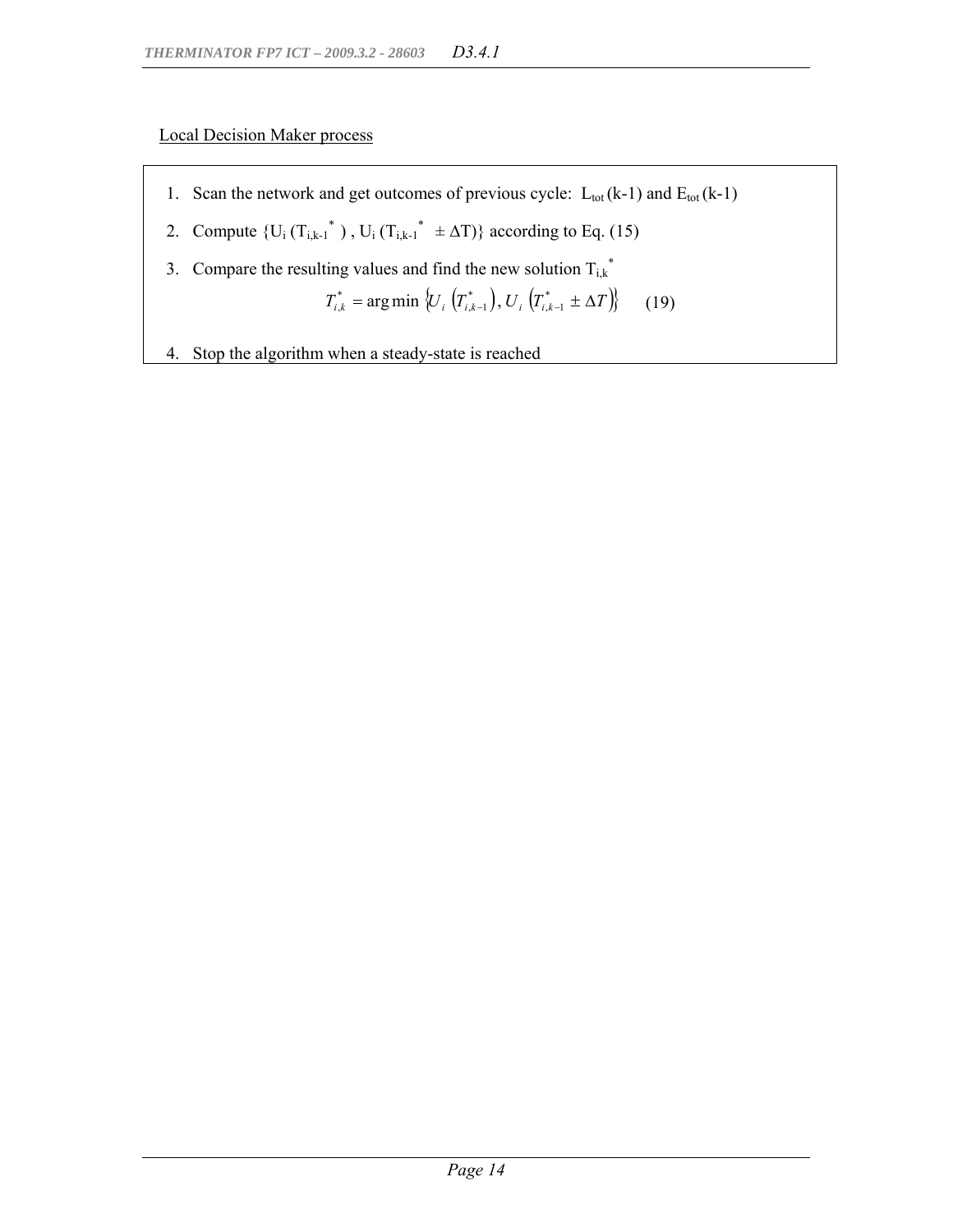Local Decision Maker process

1. Scan the network and get outcomes of previous cycle: $L_{tot}$ (k-1) and $E_{tot}$ (k-1)
2. Compute $\{U_i(T_{i,k-1}^{*}), U_i(T_{i,k-1}^{*} \pm \Delta T)\}$ according to Eq. (15)
3. Compare the resulting values and find the new solution $T_{i,k}^{*}$

$$T_{i,k}^{*} = \arg\min \left\{ U_i\left(T_{i,k-1}^{*}\right), U_i\left(T_{i,k-1}^{*} \pm \Delta T\right) \right\} \qquad (19)$$

4. Stop the algorithm when a steady-state is reached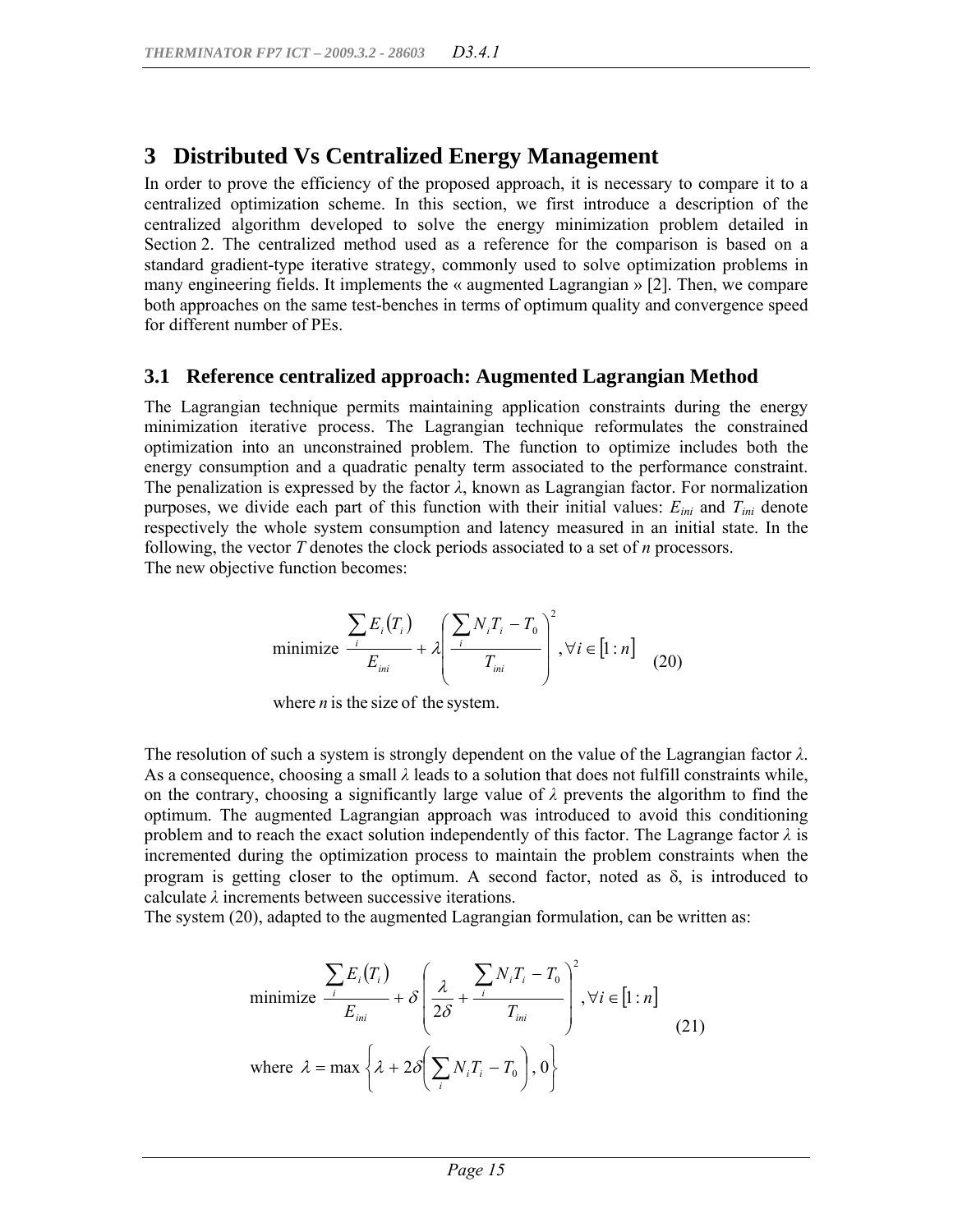# 3 Distributed Vs Centralized Energy Management

In order to prove the efficiency of the proposed approach, it is necessary to compare it to a centralized optimization scheme. In this section, we first introduce a description of the centralized algorithm developed to solve the energy minimization problem detailed in Section 2. The centralized method used as a reference for the comparison is based on a standard gradient-type iterative strategy, commonly used to solve optimization problems in many engineering fields. It implements the « augmented Lagrangian » [2]. Then, we compare both approaches on the same test-benches in terms of optimum quality and convergence speed for different number of PEs.

## 3.1 Reference centralized approach: Augmented Lagrangian Method

The Lagrangian technique permits maintaining application constraints during the energy minimization iterative process. The Lagrangian technique reformulates the constrained optimization into an unconstrained problem. The function to optimize includes both the energy consumption and a quadratic penalty term associated to the performance constraint. The penalization is expressed by the factor $\lambda$, known as Lagrangian factor. For normalization purposes, we divide each part of this function with their initial values: $E_{ini}$ and $T_{ini}$ denote respectively the whole system consumption and latency measured in an initial state. In the following, the vector $T$ denotes the clock periods associated to a set of $n$ processors.
The new objective function becomes:

$$\text{minimize } \frac{\sum_i E_i(T_i)}{E_{ini}} + \lambda \left( \frac{\sum_i N_i T_i - T_0}{T_{ini}} \right)^2, \forall i \in [1:n] \quad (20)$$

where $n$ is the size of the system.

The resolution of such a system is strongly dependent on the value of the Lagrangian factor $\lambda$. As a consequence, choosing a small $\lambda$ leads to a solution that does not fulfill constraints while, on the contrary, choosing a significantly large value of $\lambda$ prevents the algorithm to find the optimum. The augmented Lagrangian approach was introduced to avoid this conditioning problem and to reach the exact solution independently of this factor. The Lagrange factor $\lambda$ is incremented during the optimization process to maintain the problem constraints when the program is getting closer to the optimum. A second factor, noted as $\delta$, is introduced to calculate $\lambda$ increments between successive iterations.
The system (20), adapted to the augmented Lagrangian formulation, can be written as:

$$\text{minimize } \frac{\sum_i E_i(T_i)}{E_{ini}} + \delta \left( \frac{\lambda}{2\delta} + \frac{\sum_i N_i T_i - T_0}{T_{ini}} \right)^2, \forall i \in [1:n]$$

$$\text{where } \lambda = \max \left\{ \lambda + 2\delta \left( \sum_i N_i T_i - T_0 \right), 0 \right\} \quad (21)$$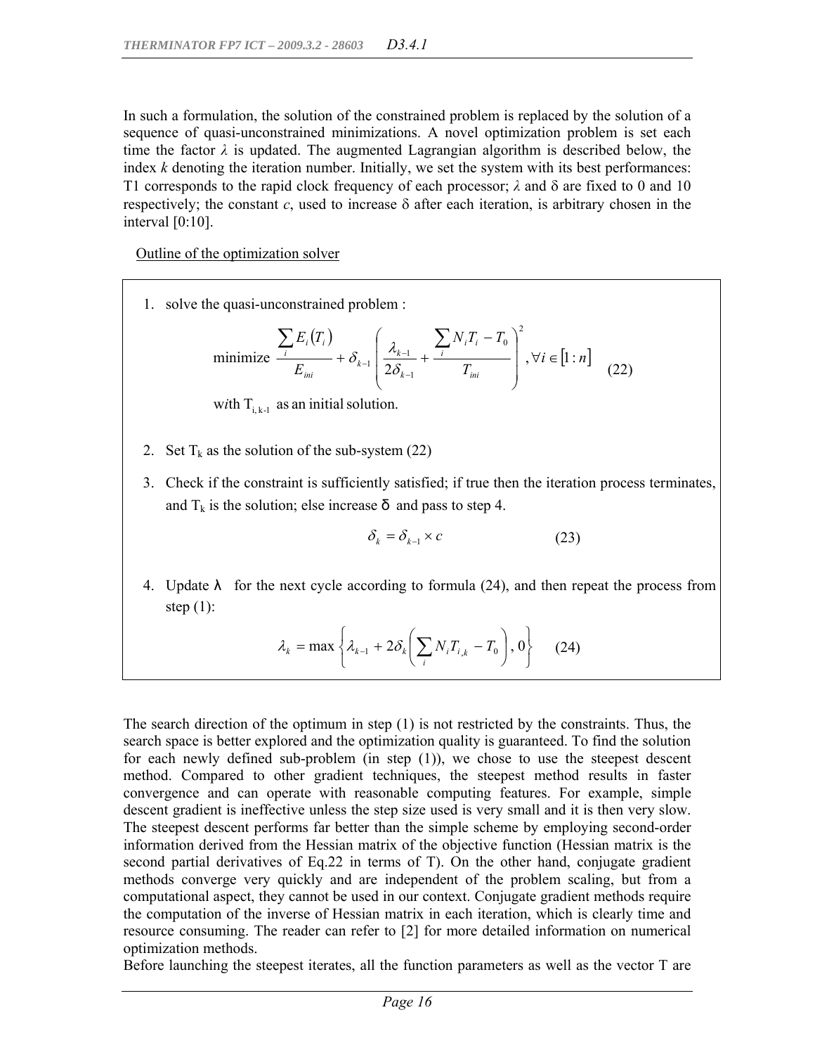In such a formulation, the solution of the constrained problem is replaced by the solution of a sequence of quasi-unconstrained minimizations. A novel optimization problem is set each time the factor $\lambda$ is updated. The augmented Lagrangian algorithm is described below, the index $k$ denoting the iteration number. Initially, we set the system with its best performances: T1 corresponds to the rapid clock frequency of each processor; $\lambda$ and $\delta$ are fixed to 0 and 10 respectively; the constant $c$, used to increase $\delta$ after each iteration, is arbitrary chosen in the interval [0:10].

Outline of the optimization solver

1. solve the quasi-unconstrained problem :

$$\text{minimize } \frac{\sum_i E_i(T_i)}{E_{ini}} + \delta_{k-1}\left(\frac{\lambda_{k-1}}{2\delta_{k-1}} + \frac{\sum_i N_i T_i - T_0}{T_{ini}}\right)^2, \forall i \in [1:n] \quad (22)$$

   with $T_{i,k-1}$ as an initial solution.

2. Set $T_k$ as the solution of the sub-system (22)

3. Check if the constraint is sufficiently satisfied; if true then the iteration process terminates, and $T_k$ is the solution; else increase $\delta$ and pass to step 4.

$$\delta_k = \delta_{k-1} \times c \quad (23)$$

4. Update $\lambda$ for the next cycle according to formula (24), and then repeat the process from step (1):

$$\lambda_k = \max\left\{\lambda_{k-1} + 2\delta_k\left(\sum_i N_i T_{i,k} - T_0\right), 0\right\} \quad (24)$$

The search direction of the optimum in step (1) is not restricted by the constraints. Thus, the search space is better explored and the optimization quality is guaranteed. To find the solution for each newly defined sub-problem (in step (1)), we chose to use the steepest descent method. Compared to other gradient techniques, the steepest method results in faster convergence and can operate with reasonable computing features. For example, simple descent gradient is ineffective unless the step size used is very small and it is then very slow. The steepest descent performs far better than the simple scheme by employing second-order information derived from the Hessian matrix of the objective function (Hessian matrix is the second partial derivatives of Eq.22 in terms of T). On the other hand, conjugate gradient methods converge very quickly and are independent of the problem scaling, but from a computational aspect, they cannot be used in our context. Conjugate gradient methods require the computation of the inverse of Hessian matrix in each iteration, which is clearly time and resource consuming. The reader can refer to [2] for more detailed information on numerical optimization methods.

Before launching the steepest iterates, all the function parameters as well as the vector T are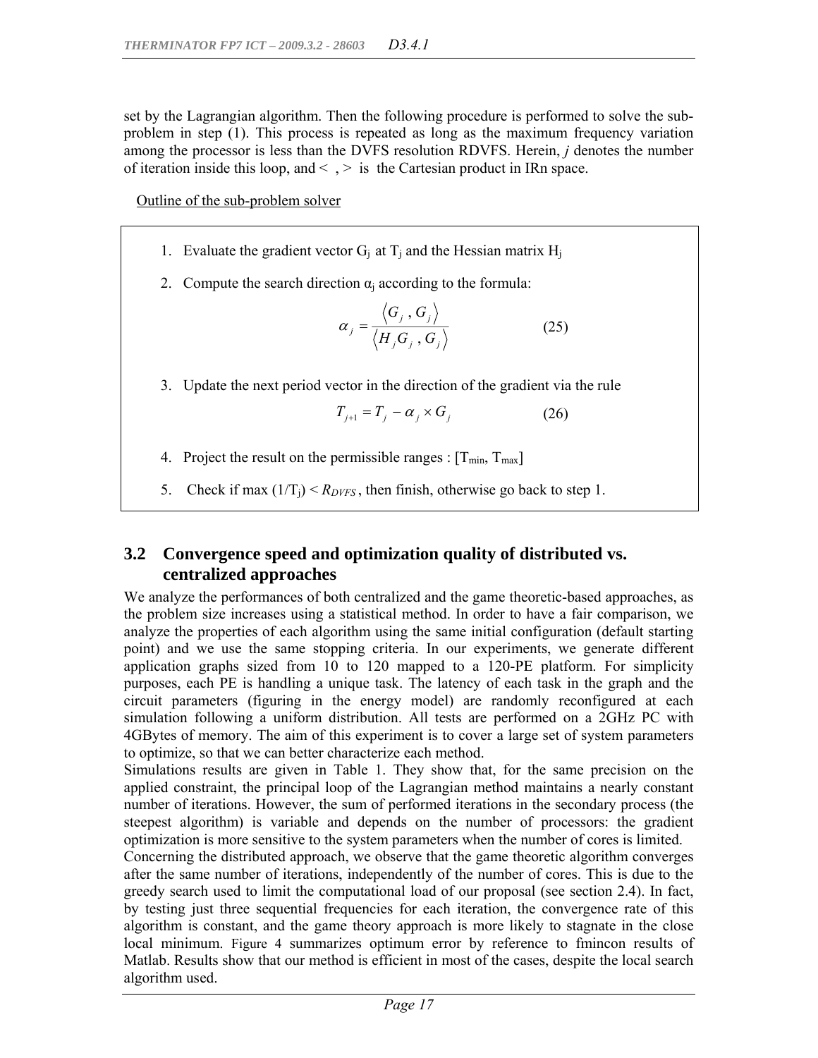set by the Lagrangian algorithm. Then the following procedure is performed to solve the sub-problem in step (1). This process is repeated as long as the maximum frequency variation among the processor is less than the DVFS resolution RDVFS. Herein, *j* denotes the number of iteration inside this loop, and < , > is the Cartesian product in IRn space.

Outline of the sub-problem solver

1. Evaluate the gradient vector $G_j$ at $T_j$ and the Hessian matrix $H_j$
2. Compute the search direction $\alpha_j$ according to the formula:

$$\alpha_j = \frac{\langle G_j , G_j \rangle}{\langle H_j G_j , G_j \rangle} \tag{25}$$

3. Update the next period vector in the direction of the gradient via the rule

$$T_{j+1} = T_j - \alpha_j \times G_j \tag{26}$$

4. Project the result on the permissible ranges : $[T_{min}, T_{max}]$
5. Check if max $(1/T_j) < R_{DVFS}$ , then finish, otherwise go back to step 1.

## 3.2 Convergence speed and optimization quality of distributed vs. centralized approaches

We analyze the performances of both centralized and the game theoretic-based approaches, as the problem size increases using a statistical method. In order to have a fair comparison, we analyze the properties of each algorithm using the same initial configuration (default starting point) and we use the same stopping criteria. In our experiments, we generate different application graphs sized from 10 to 120 mapped to a 120-PE platform. For simplicity purposes, each PE is handling a unique task. The latency of each task in the graph and the circuit parameters (figuring in the energy model) are randomly reconfigured at each simulation following a uniform distribution. All tests are performed on a 2GHz PC with 4GBytes of memory. The aim of this experiment is to cover a large set of system parameters to optimize, so that we can better characterize each method.

Simulations results are given in Table 1. They show that, for the same precision on the applied constraint, the principal loop of the Lagrangian method maintains a nearly constant number of iterations. However, the sum of performed iterations in the secondary process (the steepest algorithm) is variable and depends on the number of processors: the gradient optimization is more sensitive to the system parameters when the number of cores is limited.

Concerning the distributed approach, we observe that the game theoretic algorithm converges after the same number of iterations, independently of the number of cores. This is due to the greedy search used to limit the computational load of our proposal (see section 2.4). In fact, by testing just three sequential frequencies for each iteration, the convergence rate of this algorithm is constant, and the game theory approach is more likely to stagnate in the close local minimum. Figure 4 summarizes optimum error by reference to fmincon results of Matlab. Results show that our method is efficient in most of the cases, despite the local search algorithm used.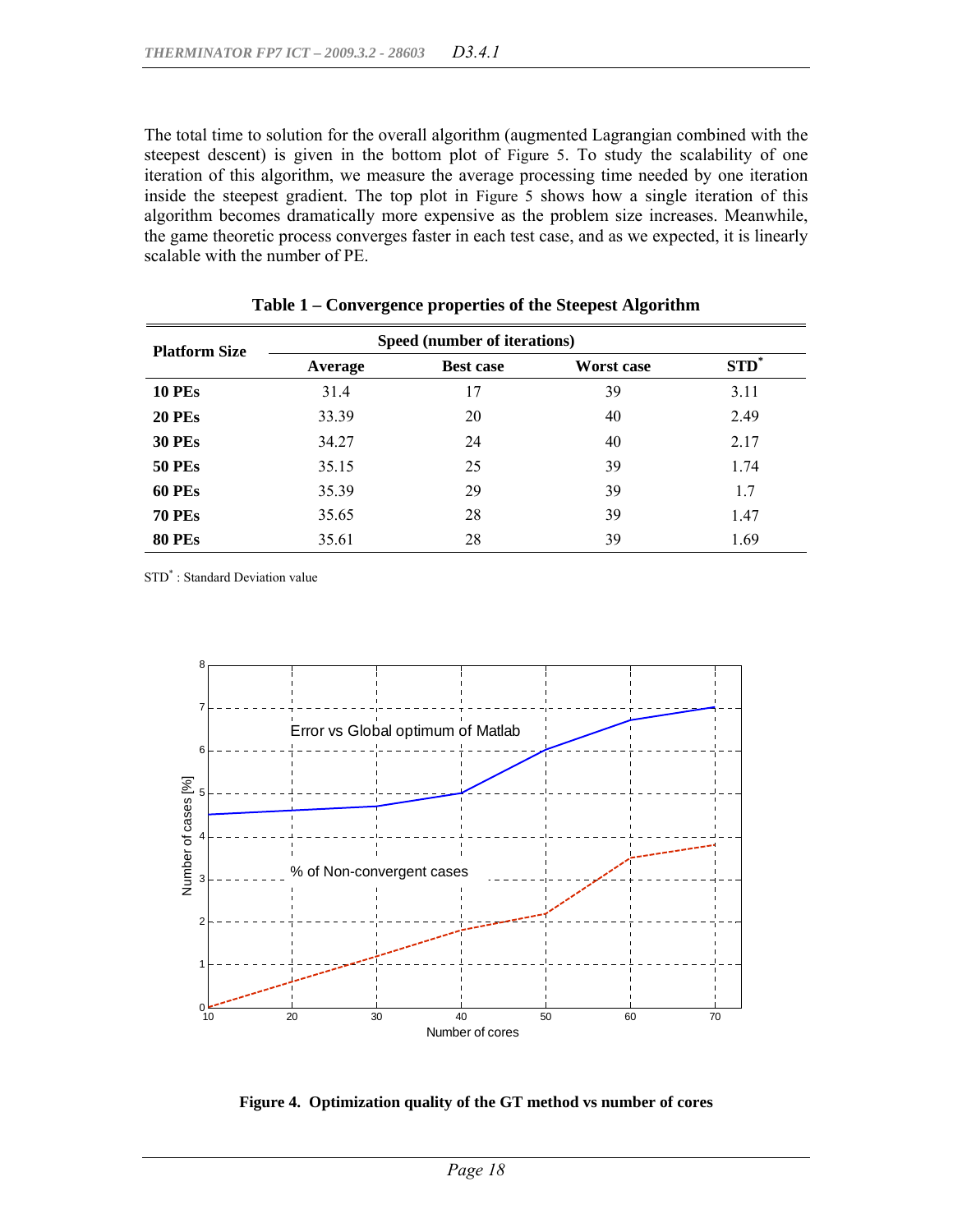The total time to solution for the overall algorithm (augmented Lagrangian combined with the steepest descent) is given in the bottom plot of Figure 5. To study the scalability of one iteration of this algorithm, we measure the average processing time needed by one iteration inside the steepest gradient. The top plot in Figure 5 shows how a single iteration of this algorithm becomes dramatically more expensive as the problem size increases. Meanwhile, the game theoretic process converges faster in each test case, and as we expected, it is linearly scalable with the number of PE.

**Table 1 – Convergence properties of the Steepest Algorithm**

| Platform Size | Speed (number of iterations) | | | |
|---|---|---|---|---|
| | Average | Best case | Worst case | STD* |
| **10 PEs** | 31.4 | 17 | 39 | 3.11 |
| **20 PEs** | 33.39 | 20 | 40 | 2.49 |
| **30 PEs** | 34.27 | 24 | 40 | 2.17 |
| **50 PEs** | 35.15 | 25 | 39 | 1.74 |
| **60 PEs** | 35.39 | 29 | 39 | 1.7 |
| **70 PEs** | 35.65 | 28 | 39 | 1.47 |
| **80 PEs** | 35.61 | 28 | 39 | 1.69 |

STD* : Standard Deviation value

**Figure 4. Optimization quality of the GT method vs number of cores**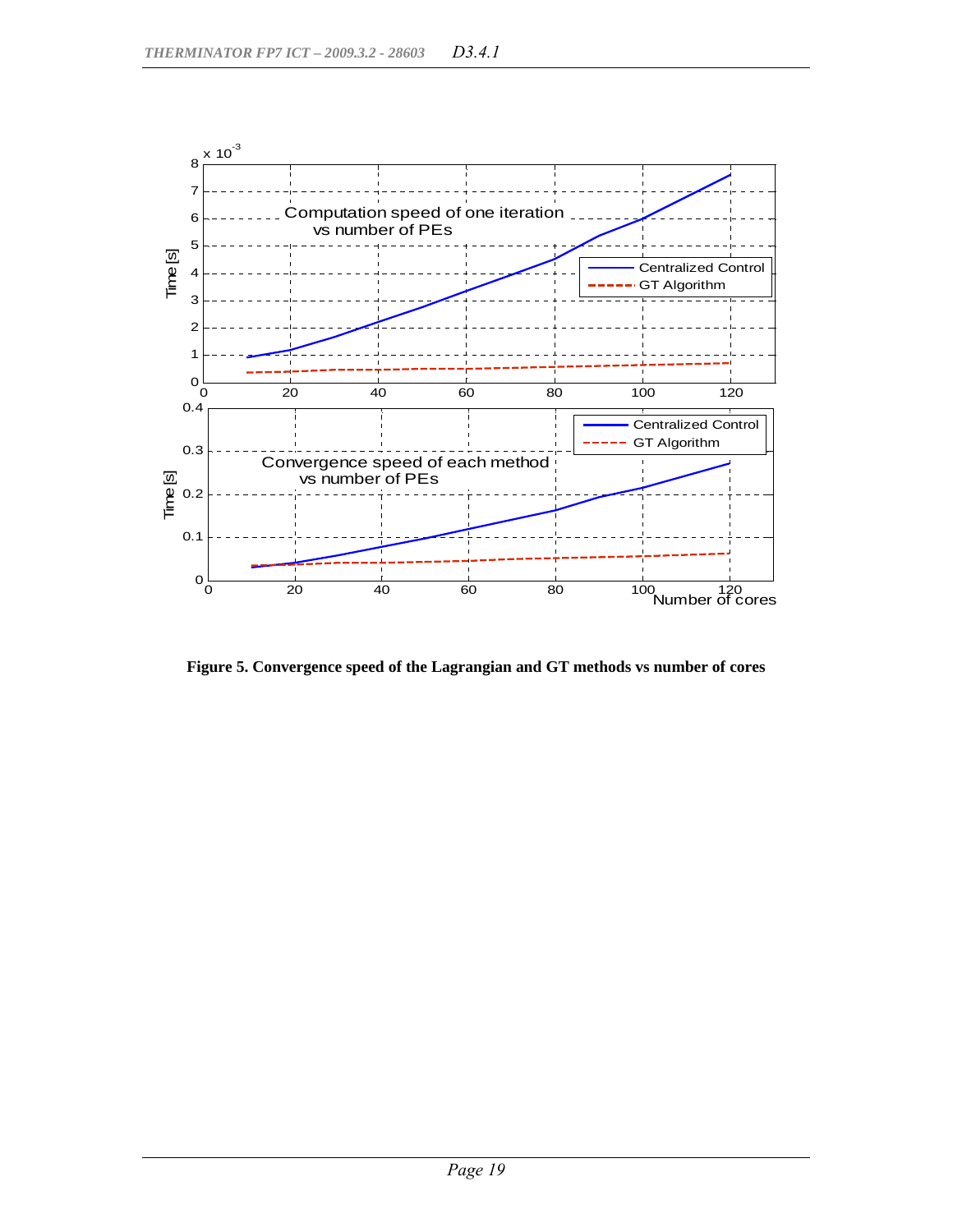**Figure 5. Convergence speed of the Lagrangian and GT methods vs number of cores**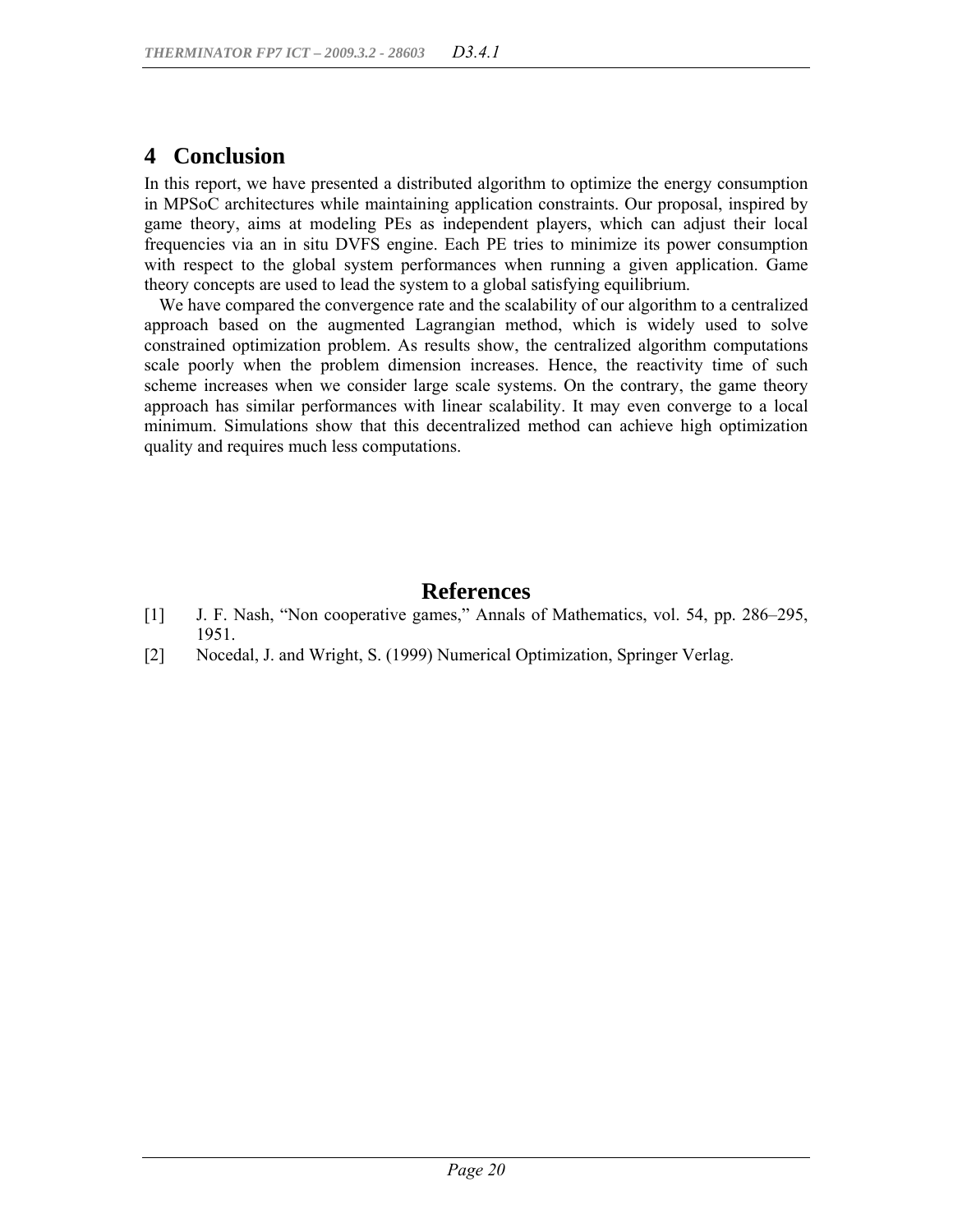# 4 Conclusion

In this report, we have presented a distributed algorithm to optimize the energy consumption in MPSoC architectures while maintaining application constraints. Our proposal, inspired by game theory, aims at modeling PEs as independent players, which can adjust their local frequencies via an in situ DVFS engine. Each PE tries to minimize its power consumption with respect to the global system performances when running a given application. Game theory concepts are used to lead the system to a global satisfying equilibrium.

We have compared the convergence rate and the scalability of our algorithm to a centralized approach based on the augmented Lagrangian method, which is widely used to solve constrained optimization problem. As results show, the centralized algorithm computations scale poorly when the problem dimension increases. Hence, the reactivity time of such scheme increases when we consider large scale systems. On the contrary, the game theory approach has similar performances with linear scalability. It may even converge to a local minimum. Simulations show that this decentralized method can achieve high optimization quality and requires much less computations.

# References

[1] J. F. Nash, “Non cooperative games,” Annals of Mathematics, vol. 54, pp. 286–295, 1951.

[2] Nocedal, J. and Wright, S. (1999) Numerical Optimization, Springer Verlag.